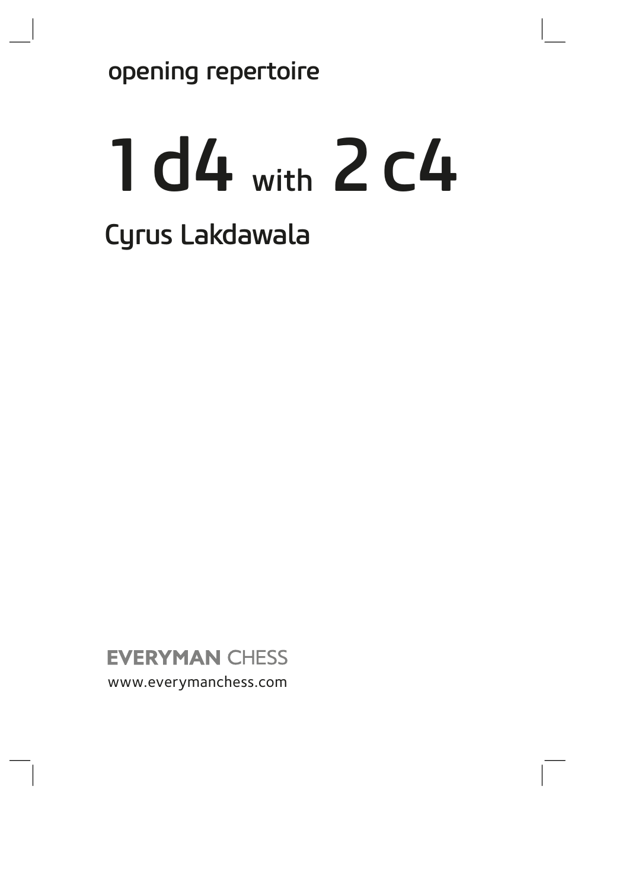opening repertoire

# 1 d4 with 2 c4

## Cyrus Lakdawala

**EVERYMAN** CHESS

www.everymanchess.com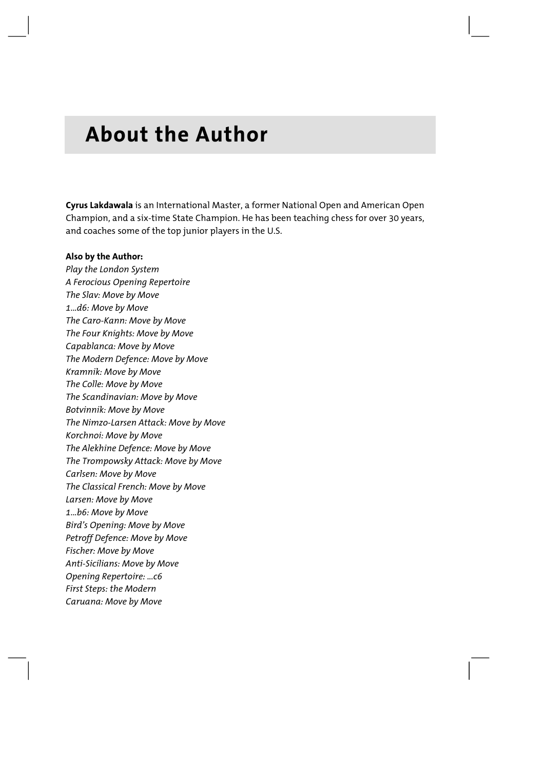# About the Author

**Cyrus Lakdawala** is an International Master, a former National Open and American Open Champion, and a six-time State Champion. He has been teaching chess for over 30 years, and coaches some of the top junior players in the U.S.

**Also by the Author:**

*Play the London System*
*A Ferocious Opening Repertoire*
*The Slav: Move by Move*
*1...d6: Move by Move*
*The Caro-Kann: Move by Move*
*The Four Knights: Move by Move*
*Capablanca: Move by Move*
*The Modern Defence: Move by Move*
*Kramnik: Move by Move*
*The Colle: Move by Move*
*The Scandinavian: Move by Move*
*Botvinnik: Move by Move*
*The Nimzo-Larsen Attack: Move by Move*
*Korchnoi: Move by Move*
*The Alekhine Defence: Move by Move*
*The Trompowsky Attack: Move by Move*
*Carlsen: Move by Move*
*The Classical French: Move by Move*
*Larsen: Move by Move*
*1...b6: Move by Move*
*Bird's Opening: Move by Move*
*Petroff Defence: Move by Move*
*Fischer: Move by Move*
*Anti-Sicilians: Move by Move*
*Opening Repertoire: ...c6*
*First Steps: the Modern*
*Caruana: Move by Move*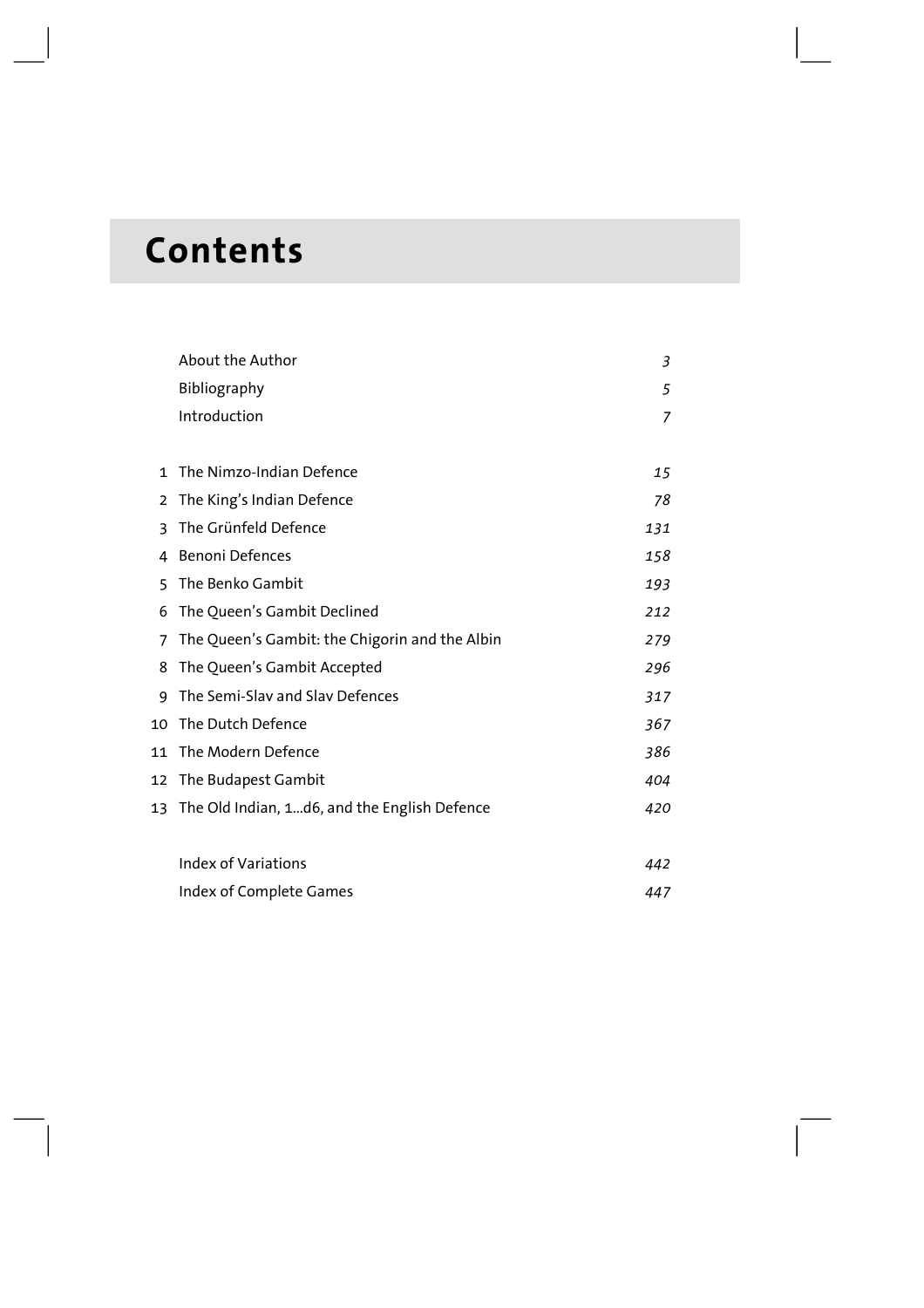# Contents

| | | |
|---|---|---|
| | About the Author | *3* |
| | Bibliography | *5* |
| | Introduction | *7* |
| 1 | The Nimzo-Indian Defence | *15* |
| 2 | The King's Indian Defence | *78* |
| 3 | The Grünfeld Defence | *131* |
| 4 | Benoni Defences | *158* |
| 5 | The Benko Gambit | *193* |
| 6 | The Queen's Gambit Declined | *212* |
| 7 | The Queen's Gambit: the Chigorin and the Albin | *279* |
| 8 | The Queen's Gambit Accepted | *296* |
| 9 | The Semi-Slav and Slav Defences | *317* |
| 10 | The Dutch Defence | *367* |
| 11 | The Modern Defence | *386* |
| 12 | The Budapest Gambit | *404* |
| 13 | The Old Indian, 1...d6, and the English Defence | *420* |
| | Index of Variations | *442* |
| | Index of Complete Games | *447* |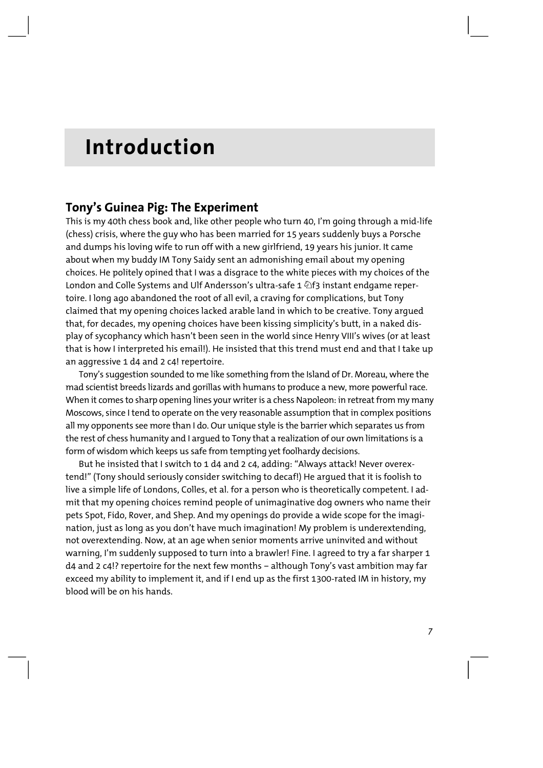# Introduction

## Tony's Guinea Pig: The Experiment

This is my 40th chess book and, like other people who turn 40, I'm going through a mid-life (chess) crisis, where the guy who has been married for 15 years suddenly buys a Porsche and dumps his loving wife to run off with a new girlfriend, 19 years his junior. It came about when my buddy IM Tony Saidy sent an admonishing email about my opening choices. He politely opined that I was a disgrace to the white pieces with my choices of the London and Colle Systems and Ulf Andersson's ultra-safe 1 ♘f3 instant endgame repertoire. I long ago abandoned the root of all evil, a craving for complications, but Tony claimed that my opening choices lacked arable land in which to be creative. Tony argued that, for decades, my opening choices have been kissing simplicity's butt, in a naked display of sycophancy which hasn't been seen in the world since Henry VIII's wives (or at least that is how I interpreted his email!). He insisted that this trend must end and that I take up an aggressive 1 d4 and 2 c4! repertoire.

Tony's suggestion sounded to me like something from the Island of Dr. Moreau, where the mad scientist breeds lizards and gorillas with humans to produce a new, more powerful race. When it comes to sharp opening lines your writer is a chess Napoleon: in retreat from my many Moscows, since I tend to operate on the very reasonable assumption that in complex positions all my opponents see more than I do. Our unique style is the barrier which separates us from the rest of chess humanity and I argued to Tony that a realization of our own limitations is a form of wisdom which keeps us safe from tempting yet foolhardy decisions.

But he insisted that I switch to 1 d4 and 2 c4, adding: "Always attack! Never overextend!" (Tony should seriously consider switching to decaf!) He argued that it is foolish to live a simple life of Londons, Colles, et al. for a person who is theoretically competent. I admit that my opening choices remind people of unimaginative dog owners who name their pets Spot, Fido, Rover, and Shep. And my openings do provide a wide scope for the imagination, just as long as you don't have much imagination! My problem is underextending, not overextending. Now, at an age when senior moments arrive uninvited and without warning, I'm suddenly supposed to turn into a brawler! Fine. I agreed to try a far sharper 1 d4 and 2 c4!? repertoire for the next few months – although Tony's vast ambition may far exceed my ability to implement it, and if I end up as the first 1300-rated IM in history, my blood will be on his hands.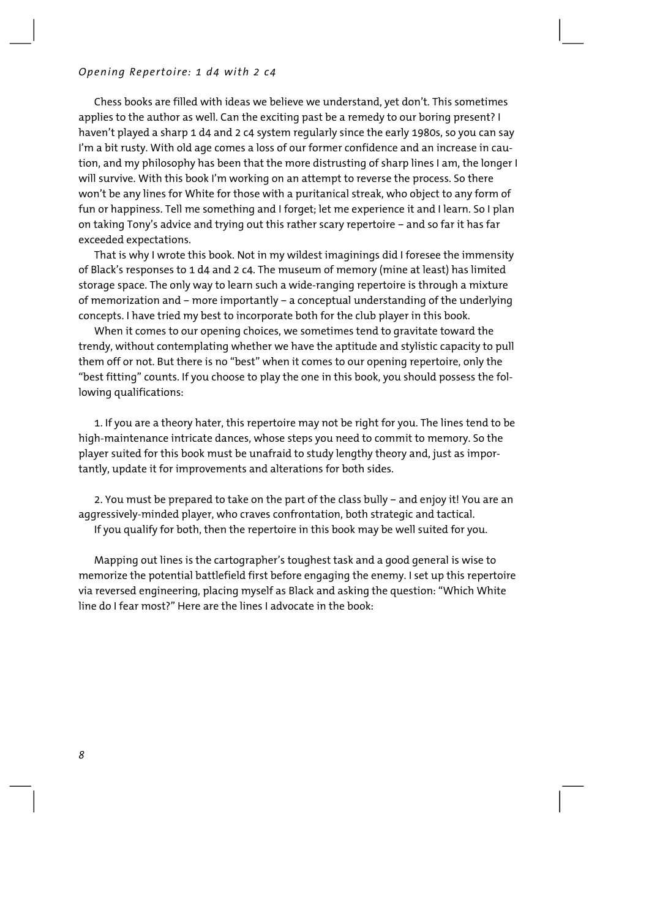Chess books are filled with ideas we believe we understand, yet don't. This sometimes applies to the author as well. Can the exciting past be a remedy to our boring present? I haven't played a sharp 1 d4 and 2 c4 system regularly since the early 1980s, so you can say I'm a bit rusty. With old age comes a loss of our former confidence and an increase in caution, and my philosophy has been that the more distrusting of sharp lines I am, the longer I will survive. With this book I'm working on an attempt to reverse the process. So there won't be any lines for White for those with a puritanical streak, who object to any form of fun or happiness. Tell me something and I forget; let me experience it and I learn. So I plan on taking Tony's advice and trying out this rather scary repertoire – and so far it has far exceeded expectations.

That is why I wrote this book. Not in my wildest imaginings did I foresee the immensity of Black's responses to 1 d4 and 2 c4. The museum of memory (mine at least) has limited storage space. The only way to learn such a wide-ranging repertoire is through a mixture of memorization and – more importantly – a conceptual understanding of the underlying concepts. I have tried my best to incorporate both for the club player in this book.

When it comes to our opening choices, we sometimes tend to gravitate toward the trendy, without contemplating whether we have the aptitude and stylistic capacity to pull them off or not. But there is no "best" when it comes to our opening repertoire, only the "best fitting" counts. If you choose to play the one in this book, you should possess the following qualifications:

1. If you are a theory hater, this repertoire may not be right for you. The lines tend to be high-maintenance intricate dances, whose steps you need to commit to memory. So the player suited for this book must be unafraid to study lengthy theory and, just as importantly, update it for improvements and alterations for both sides.

2. You must be prepared to take on the part of the class bully – and enjoy it! You are an aggressively-minded player, who craves confrontation, both strategic and tactical.

If you qualify for both, then the repertoire in this book may be well suited for you.

Mapping out lines is the cartographer's toughest task and a good general is wise to memorize the potential battlefield first before engaging the enemy. I set up this repertoire via reversed engineering, placing myself as Black and asking the question: "Which White line do I fear most?" Here are the lines I advocate in the book: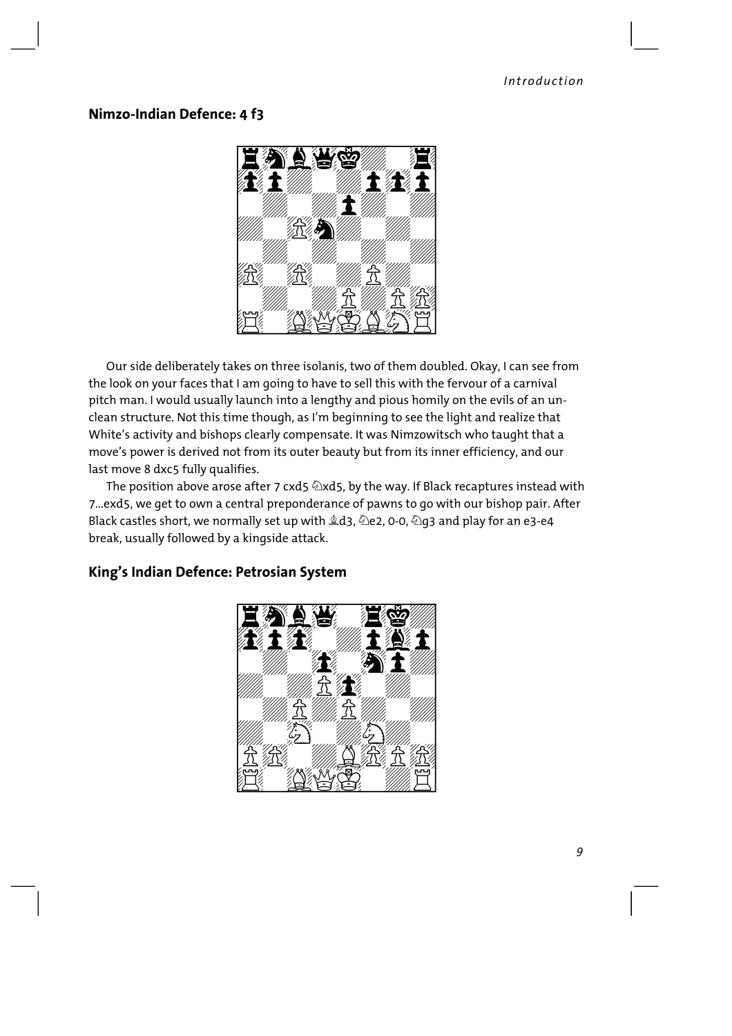## Nimzo-Indian Defence: 4 f3

Our side deliberately takes on three isolanis, two of them doubled. Okay, I can see from the look on your faces that I am going to have to sell this with the fervour of a carnival pitch man. I would usually launch into a lengthy and pious homily on the evils of an unclean structure. Not this time though, as I'm beginning to see the light and realize that White's activity and bishops clearly compensate. It was Nimzowitsch who taught that a move's power is derived not from its outer beauty but from its inner efficiency, and our last move 8 dxc5 fully qualifies.

The position above arose after 7 cxd5 ♘xd5, by the way. If Black recaptures instead with 7...exd5, we get to own a central preponderance of pawns to go with our bishop pair. After Black castles short, we normally set up with ♗d3, ♘e2, 0-0, ♘g3 and play for an e3-e4 break, usually followed by a kingside attack.

## King's Indian Defence: Petrosian System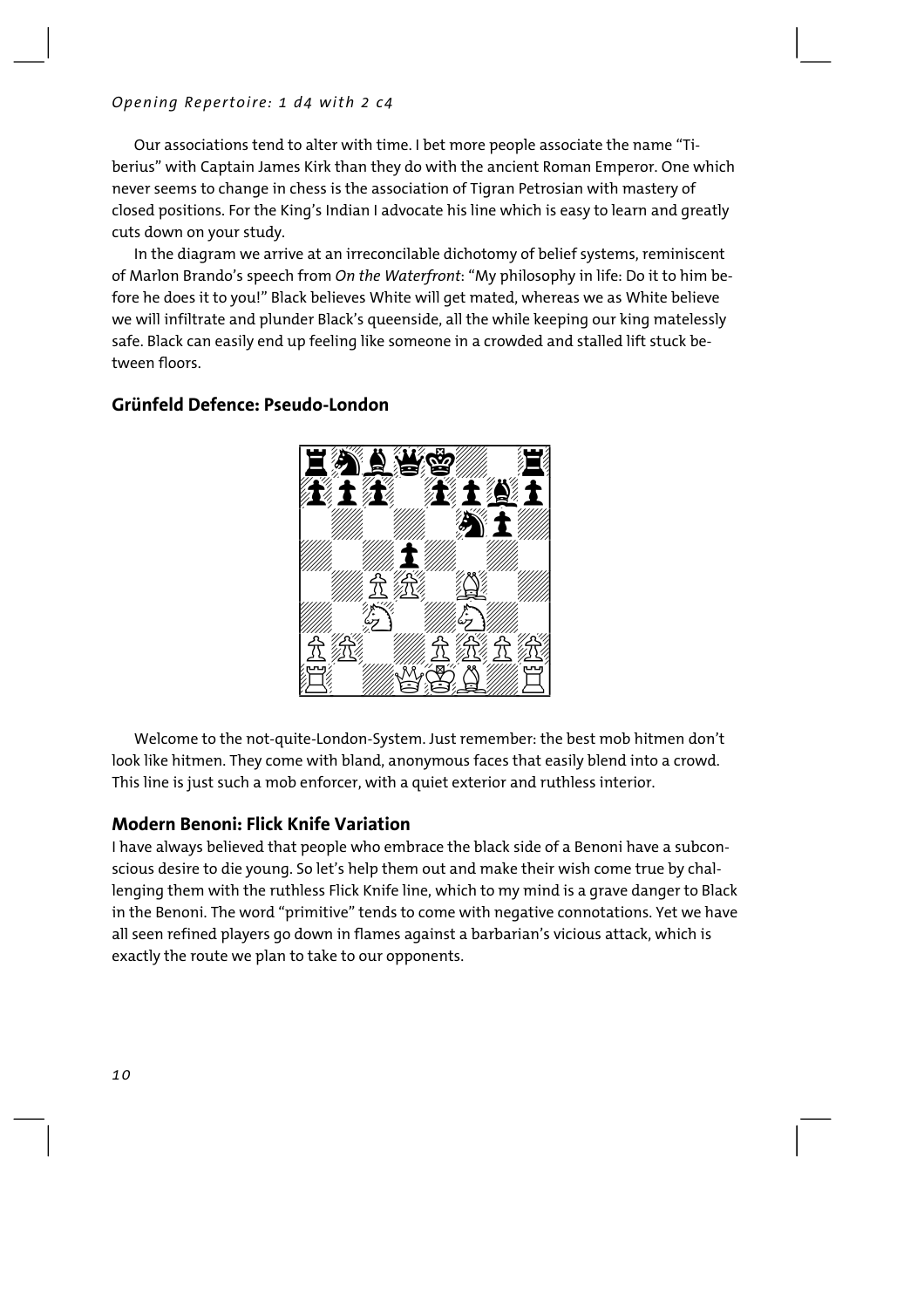Our associations tend to alter with time. I bet more people associate the name "Tiberius" with Captain James Kirk than they do with the ancient Roman Emperor. One which never seems to change in chess is the association of Tigran Petrosian with mastery of closed positions. For the King's Indian I advocate his line which is easy to learn and greatly cuts down on your study.

In the diagram we arrive at an irreconcilable dichotomy of belief systems, reminiscent of Marlon Brando's speech from *On the Waterfront*: "My philosophy in life: Do it to him before he does it to you!" Black believes White will get mated, whereas we as White believe we will infiltrate and plunder Black's queenside, all the while keeping our king matelessly safe. Black can easily end up feeling like someone in a crowded and stalled lift stuck between floors.

## Grünfeld Defence: Pseudo-London

Welcome to the not-quite-London-System. Just remember: the best mob hitmen don't look like hitmen. They come with bland, anonymous faces that easily blend into a crowd. This line is just such a mob enforcer, with a quiet exterior and ruthless interior.

## Modern Benoni: Flick Knife Variation

I have always believed that people who embrace the black side of a Benoni have a subconscious desire to die young. So let's help them out and make their wish come true by challenging them with the ruthless Flick Knife line, which to my mind is a grave danger to Black in the Benoni. The word "primitive" tends to come with negative connotations. Yet we have all seen refined players go down in flames against a barbarian's vicious attack, which is exactly the route we plan to take to our opponents.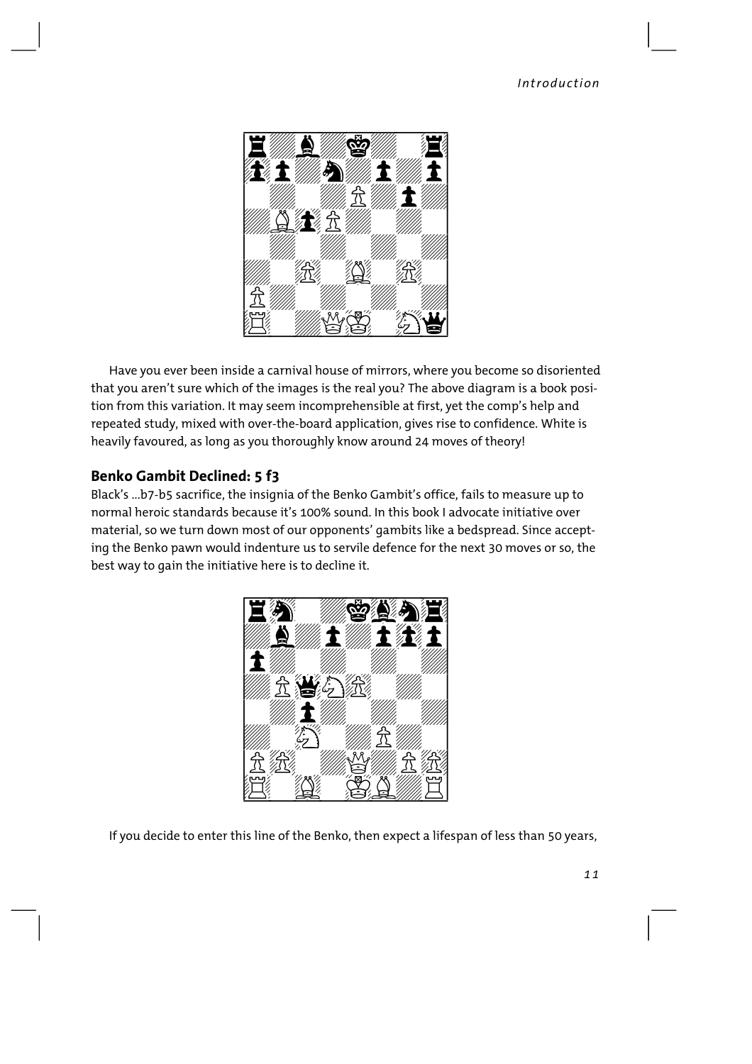Have you ever been inside a carnival house of mirrors, where you become so disoriented that you aren't sure which of the images is the real you? The above diagram is a book position from this variation. It may seem incomprehensible at first, yet the comp's help and repeated study, mixed with over-the-board application, gives rise to confidence. White is heavily favoured, as long as you thoroughly know around 24 moves of theory!

## Benko Gambit Declined: 5 f3

Black's ...b7-b5 sacrifice, the insignia of the Benko Gambit's office, fails to measure up to normal heroic standards because it's 100% sound. In this book I advocate initiative over material, so we turn down most of our opponents' gambits like a bedspread. Since accepting the Benko pawn would indenture us to servile defence for the next 30 moves or so, the best way to gain the initiative here is to decline it.

If you decide to enter this line of the Benko, then expect a lifespan of less than 50 years,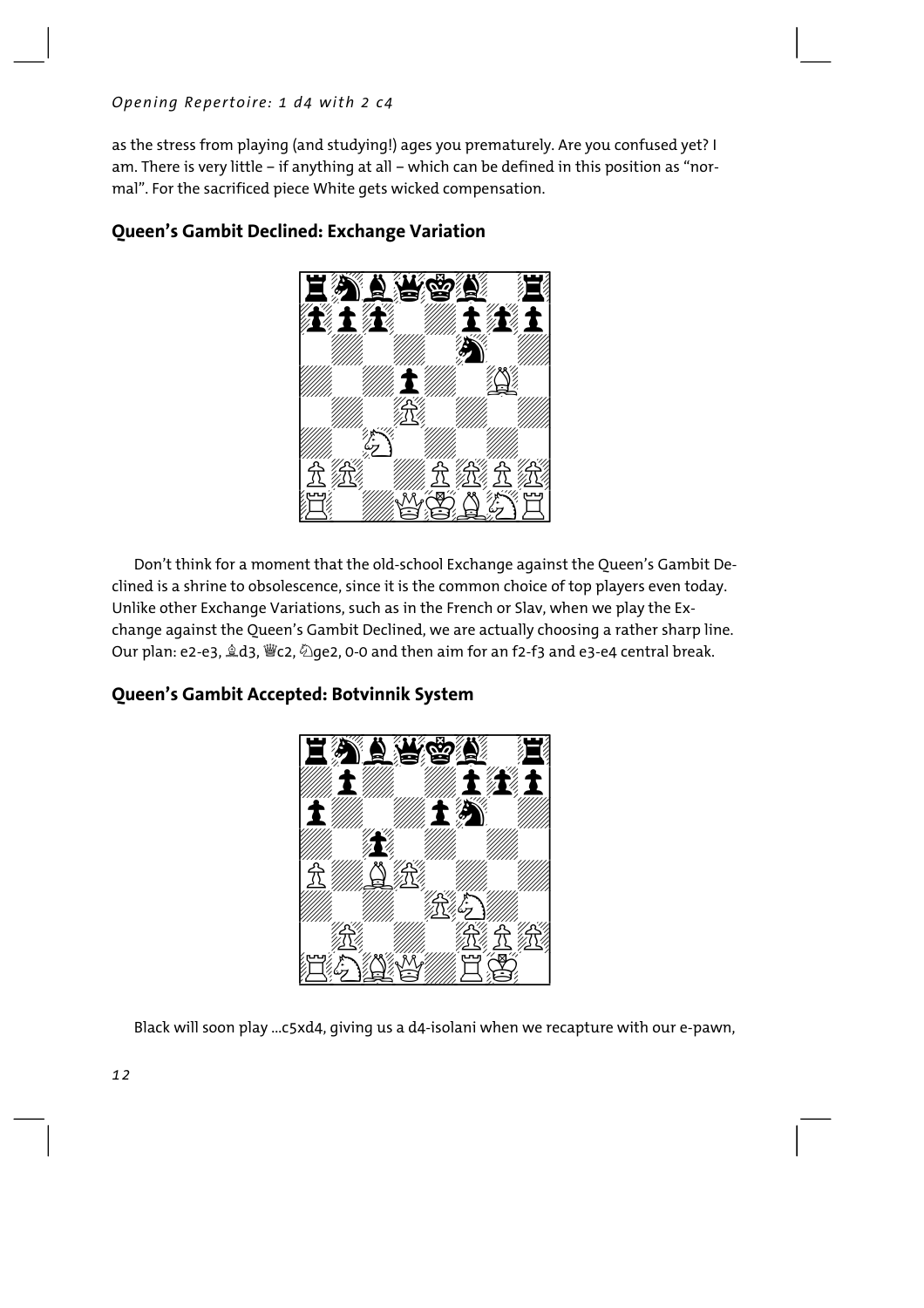as the stress from playing (and studying!) ages you prematurely. Are you confused yet? I am. There is very little – if anything at all – which can be defined in this position as "normal". For the sacrificed piece White gets wicked compensation.

## Queen's Gambit Declined: Exchange Variation

Don't think for a moment that the old-school Exchange against the Queen's Gambit Declined is a shrine to obsolescence, since it is the common choice of top players even today. Unlike other Exchange Variations, such as in the French or Slav, when we play the Exchange against the Queen's Gambit Declined, we are actually choosing a rather sharp line. Our plan: e2-e3, ♗d3, ♕c2, ♘ge2, 0-0 and then aim for an f2-f3 and e3-e4 central break.

## Queen's Gambit Accepted: Botvinnik System

Black will soon play ...c5xd4, giving us a d4-isolani when we recapture with our e-pawn,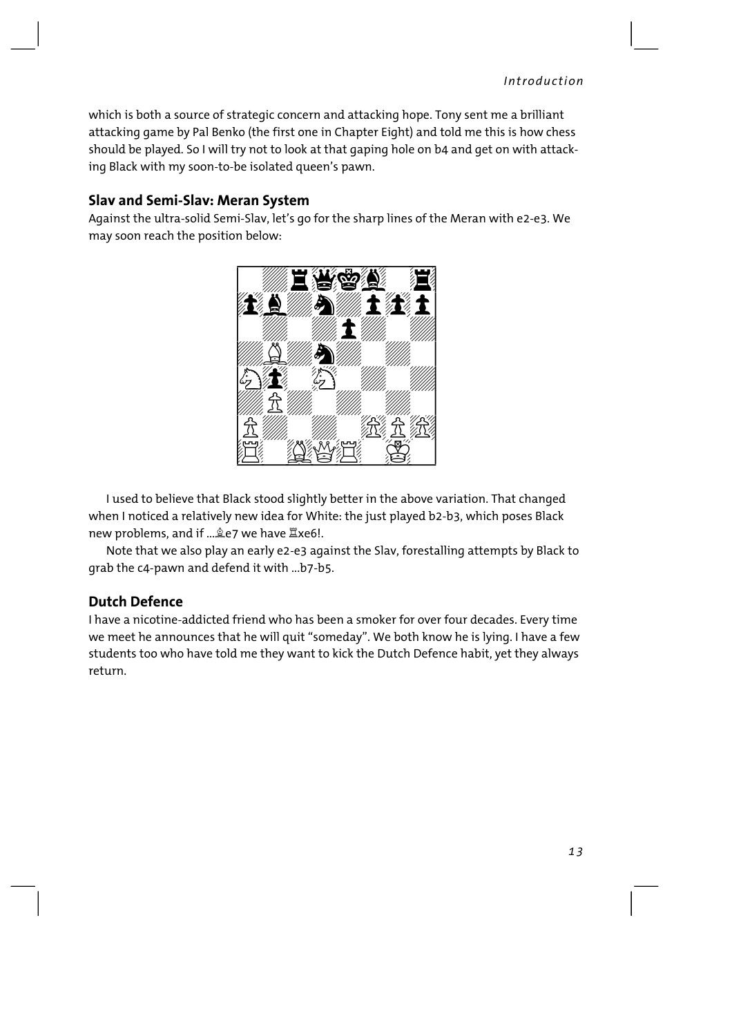which is both a source of strategic concern and attacking hope. Tony sent me a brilliant attacking game by Pal Benko (the first one in Chapter Eight) and told me this is how chess should be played. So I will try not to look at that gaping hole on b4 and get on with attacking Black with my soon-to-be isolated queen's pawn.

## Slav and Semi-Slav: Meran System

Against the ultra-solid Semi-Slav, let's go for the sharp lines of the Meran with e2-e3. We may soon reach the position below:

I used to believe that Black stood slightly better in the above variation. That changed when I noticed a relatively new idea for White: the just played b2-b3, which poses Black new problems, and if ...♗e7 we have ♖xe6!.

Note that we also play an early e2-e3 against the Slav, forestalling attempts by Black to grab the c4-pawn and defend it with ...b7-b5.

## Dutch Defence

I have a nicotine-addicted friend who has been a smoker for over four decades. Every time we meet he announces that he will quit "someday". We both know he is lying. I have a few students too who have told me they want to kick the Dutch Defence habit, yet they always return.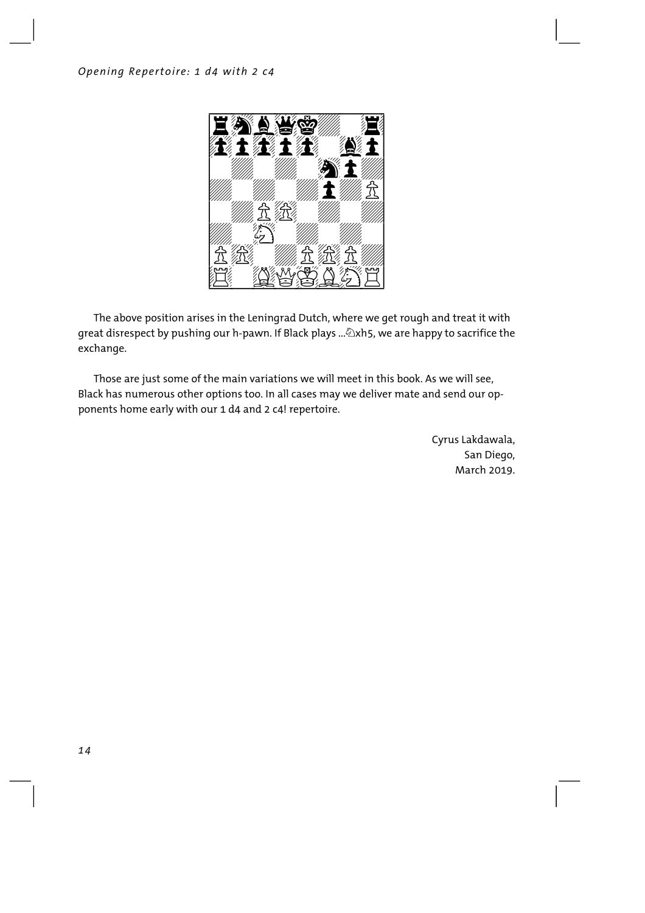The above position arises in the Leningrad Dutch, where we get rough and treat it with great disrespect by pushing our h-pawn. If Black plays ...♘xh5, we are happy to sacrifice the exchange.

Those are just some of the main variations we will meet in this book. As we will see, Black has numerous other options too. In all cases may we deliver mate and send our opponents home early with our 1 d4 and 2 c4! repertoire.

Cyrus Lakdawala,
San Diego,
March 2019.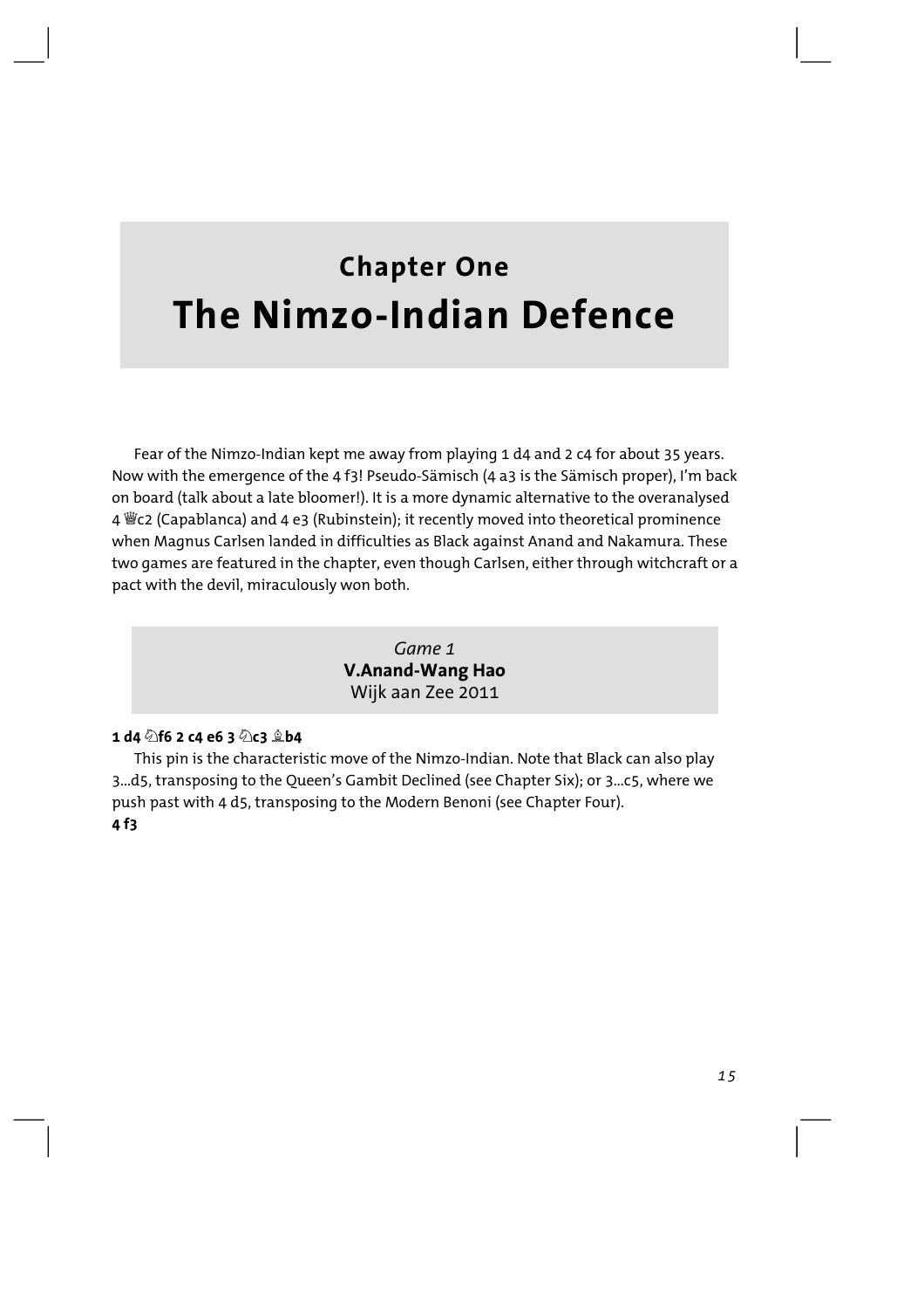# Chapter One
# The Nimzo-Indian Defence

Fear of the Nimzo-Indian kept me away from playing 1 d4 and 2 c4 for about 35 years. Now with the emergence of the 4 f3! Pseudo-Sämisch (4 a3 is the Sämisch proper), I'm back on board (talk about a late bloomer!). It is a more dynamic alternative to the overanalysed 4 ♕c2 (Capablanca) and 4 e3 (Rubinstein); it recently moved into theoretical prominence when Magnus Carlsen landed in difficulties as Black against Anand and Nakamura. These two games are featured in the chapter, even though Carlsen, either through witchcraft or a pact with the devil, miraculously won both.

*Game 1*
**V.Anand-Wang Hao**
Wijk aan Zee 2011

**1 d4 ♘f6 2 c4 e6 3 ♘c3 ♗b4**

This pin is the characteristic move of the Nimzo-Indian. Note that Black can also play 3...d5, transposing to the Queen's Gambit Declined (see Chapter Six); or 3...c5, where we push past with 4 d5, transposing to the Modern Benoni (see Chapter Four).

**4 f3**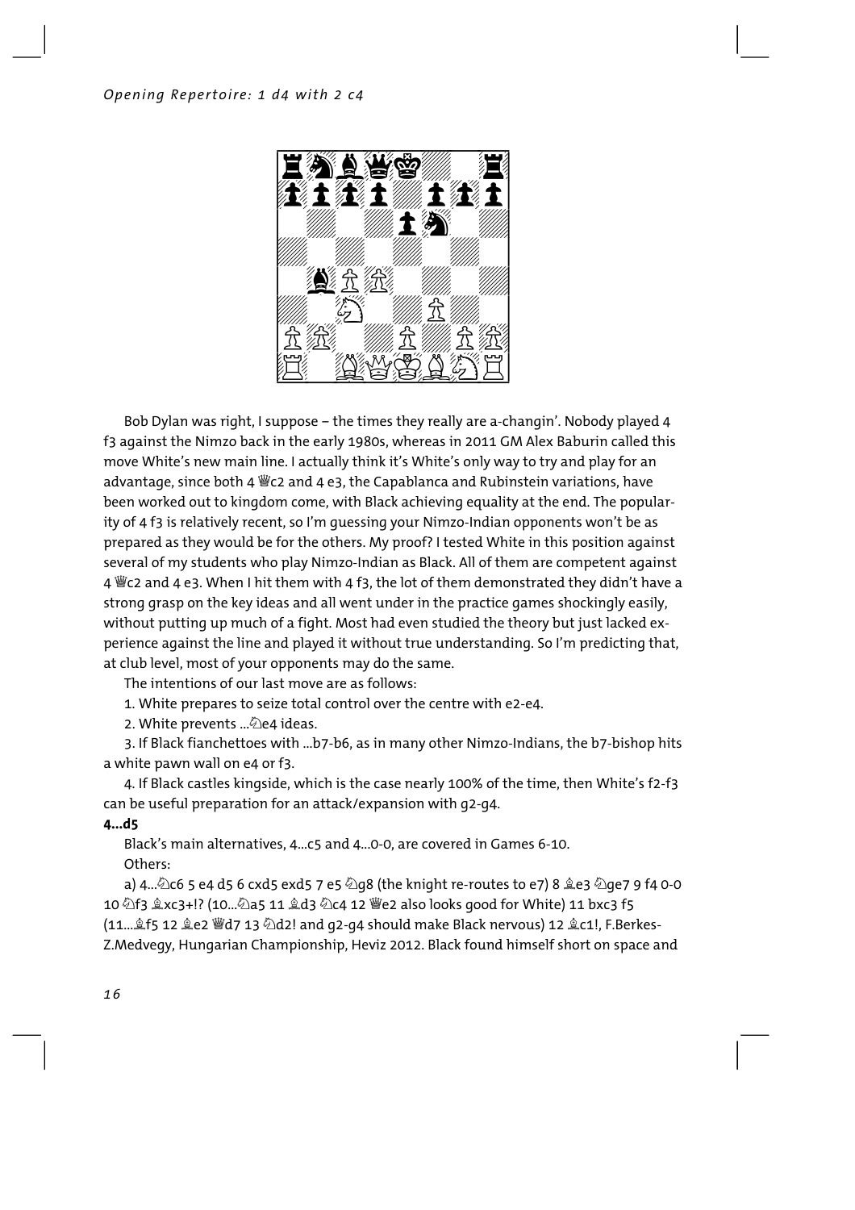Bob Dylan was right, I suppose – the times they really are a-changin'. Nobody played 4 f3 against the Nimzo back in the early 1980s, whereas in 2011 GM Alex Baburin called this move White's new main line. I actually think it's White's only way to try and play for an advantage, since both 4 ♕c2 and 4 e3, the Capablanca and Rubinstein variations, have been worked out to kingdom come, with Black achieving equality at the end. The popularity of 4 f3 is relatively recent, so I'm guessing your Nimzo-Indian opponents won't be as prepared as they would be for the others. My proof? I tested White in this position against several of my students who play Nimzo-Indian as Black. All of them are competent against 4 ♕c2 and 4 e3. When I hit them with 4 f3, the lot of them demonstrated they didn't have a strong grasp on the key ideas and all went under in the practice games shockingly easily, without putting up much of a fight. Most had even studied the theory but just lacked experience against the line and played it without true understanding. So I'm predicting that, at club level, most of your opponents may do the same.

The intentions of our last move are as follows:

1. White prepares to seize total control over the centre with e2-e4.
2. White prevents ...♘e4 ideas.
3. If Black fianchettoes with ...b7-b6, as in many other Nimzo-Indians, the b7-bishop hits a white pawn wall on e4 or f3.
4. If Black castles kingside, which is the case nearly 100% of the time, then White's f2-f3 can be useful preparation for an attack/expansion with g2-g4.

**4...d5**

Black's main alternatives, 4...c5 and 4...0-0, are covered in Games 6-10.

Others:

a) 4...♘c6 5 e4 d5 6 cxd5 exd5 7 e5 ♘g8 (the knight re-routes to e7) 8 ♗e3 ♘ge7 9 f4 0-0 10 ♘f3 ♗xc3+!? (10...♘a5 11 ♗d3 ♘c4 12 ♕e2 also looks good for White) 11 bxc3 f5 (11...♗f5 12 ♗e2 ♕d7 13 ♘d2! and g2-g4 should make Black nervous) 12 ♗c1!, F.Berkes-Z.Medvegy, Hungarian Championship, Heviz 2012. Black found himself short on space and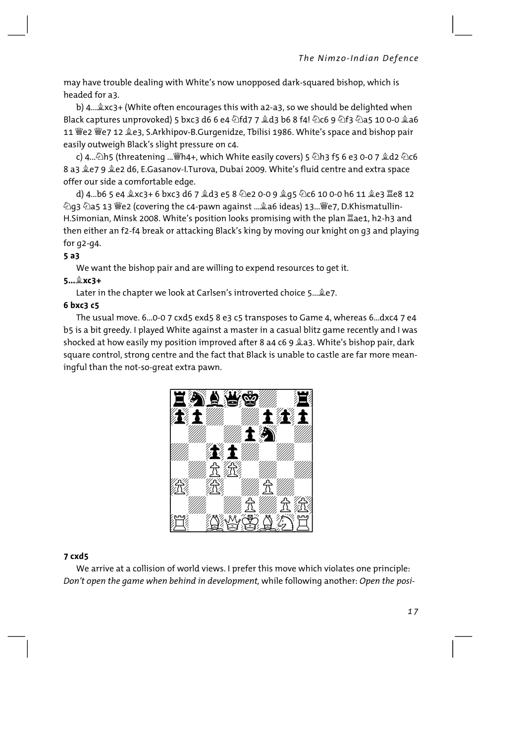may have trouble dealing with White's now unopposed dark-squared bishop, which is headed for a3.

b) 4...♗xc3+ (White often encourages this with a2-a3, so we should be delighted when Black captures unprovoked) 5 bxc3 d6 6 e4 ♘fd7 7 ♗d3 b6 8 f4! ♘c6 9 ♘f3 ♘a5 10 0-0 ♗a6 11 ♕e2 ♕e7 12 ♗e3, S.Arkhipov-B.Gurgenidze, Tbilisi 1986. White's space and bishop pair easily outweigh Black's slight pressure on c4.

c) 4...♘h5 (threatening ...♕h4+, which White easily covers) 5 ♘h3 f5 6 e3 0-0 7 ♗d2 ♘c6 8 a3 ♗e7 9 ♗e2 d6, E.Gasanov-I.Turova, Dubai 2009. White's fluid centre and extra space offer our side a comfortable edge.

d) 4...b6 5 e4 ♗xc3+ 6 bxc3 d6 7 ♗d3 e5 8 ♘e2 0-0 9 ♗g5 ♘c6 10 0-0 h6 11 ♗e3 ♖e8 12 ♘g3 ♘a5 13 ♕e2 (covering the c4-pawn against ...♗a6 ideas) 13...♕e7, D.Khismatullin-H.Simonian, Minsk 2008. White's position looks promising with the plan ♖ae1, h2-h3 and then either an f2-f4 break or attacking Black's king by moving our knight on g3 and playing for g2-g4.

**5 a3**

We want the bishop pair and are willing to expend resources to get it.

**5...♗xc3+**

Later in the chapter we look at Carlsen's introverted choice 5...♗e7.

**6 bxc3 c5**

The usual move. 6...0-0 7 cxd5 exd5 8 e3 c5 transposes to Game 4, whereas 6...dxc4 7 e4 b5 is a bit greedy. I played White against a master in a casual blitz game recently and I was shocked at how easily my position improved after 8 a4 c6 9 ♗a3. White's bishop pair, dark square control, strong centre and the fact that Black is unable to castle are far more meaningful than the not-so-great extra pawn.

**7 cxd5**

We arrive at a collision of world views. I prefer this move which violates one principle: *Don't open the game when behind in development,* while following another: *Open the posi-*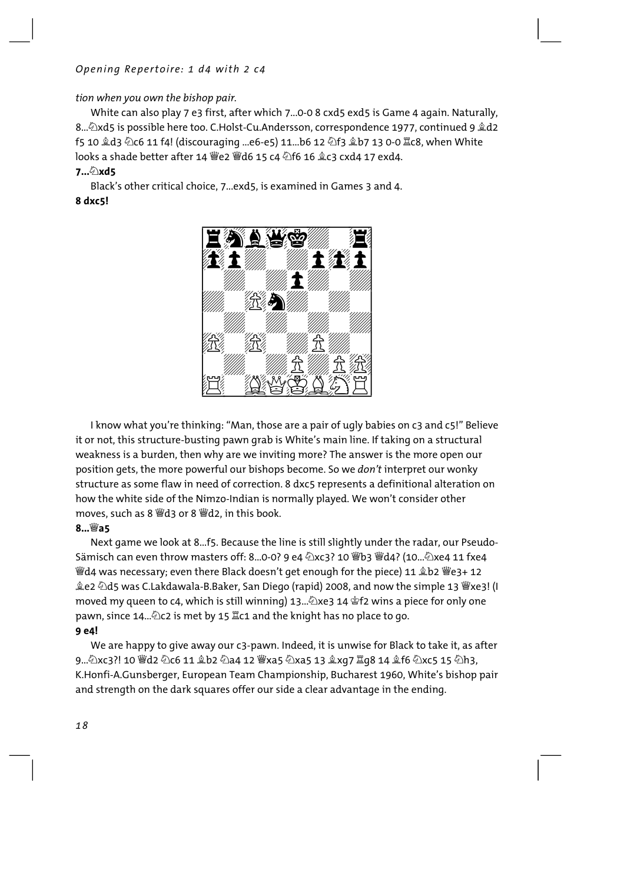*tion when you own the bishop pair.*

White can also play 7 e3 first, after which 7...0-0 8 cxd5 exd5 is Game 4 again. Naturally, 8...♘xd5 is possible here too. C.Holst-Cu.Andersson, correspondence 1977, continued 9 ♗d2 f5 10 ♗d3 ♘c6 11 f4! (discouraging ...e6-e5) 11...b6 12 ♘f3 ♗b7 13 0-0 ♖c8, when White looks a shade better after 14 ♕e2 ♕d6 15 c4 ♘f6 16 ♗c3 cxd4 17 exd4.

**7...♘xd5**

Black's other critical choice, 7...exd5, is examined in Games 3 and 4.

**8 dxc5!**

I know what you're thinking: "Man, those are a pair of ugly babies on c3 and c5!" Believe it or not, this structure-busting pawn grab is White's main line. If taking on a structural weakness is a burden, then why are we inviting more? The answer is the more open our position gets, the more powerful our bishops become. So we *don't* interpret our wonky structure as some flaw in need of correction. 8 dxc5 represents a definitional alteration on how the white side of the Nimzo-Indian is normally played. We won't consider other moves, such as 8 ♕d3 or 8 ♕d2, in this book.

**8...♕a5**

Next game we look at 8...f5. Because the line is still slightly under the radar, our Pseudo-Sämisch can even throw masters off: 8...0-0? 9 e4 ♘xc3? 10 ♕b3 ♕d4? (10...♘xe4 11 fxe4 ♕d4 was necessary; even there Black doesn't get enough for the piece) 11 ♗b2 ♕e3+ 12 ♗e2 ♘d5 was C.Lakdawala-B.Baker, San Diego (rapid) 2008, and now the simple 13 ♕xe3! (I moved my queen to c4, which is still winning) 13...♘xe3 14 ♔f2 wins a piece for only one pawn, since 14...♘c2 is met by 15 ♖c1 and the knight has no place to go.

**9 e4!**

We are happy to give away our c3-pawn. Indeed, it is unwise for Black to take it, as after 9...♘xc3?! 10 ♕d2 ♘c6 11 ♗b2 ♘a4 12 ♕xa5 ♘xa5 13 ♗xg7 ♖g8 14 ♗f6 ♘xc5 15 ♘h3, K.Honfi-A.Gunsberger, European Team Championship, Bucharest 1960, White's bishop pair and strength on the dark squares offer our side a clear advantage in the ending.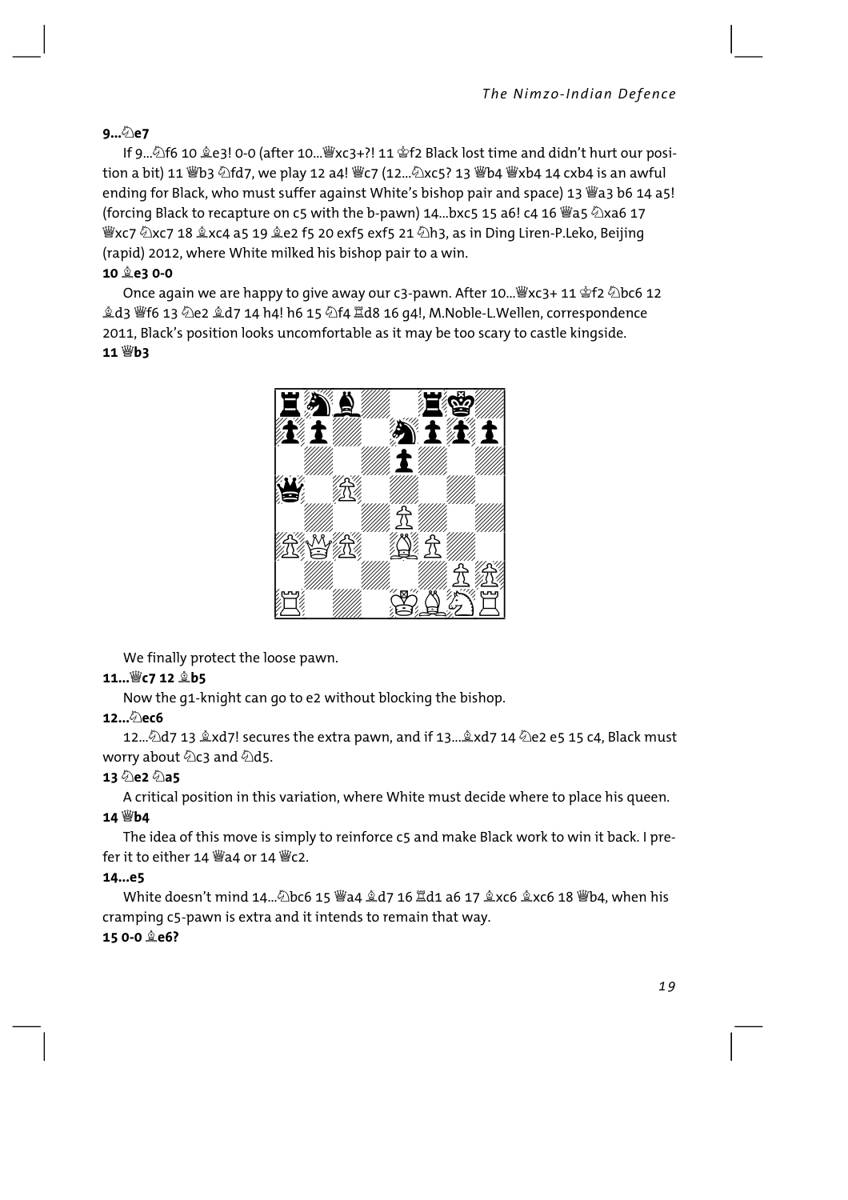**9...♘e7**

If 9...♘f6 10 ♗e3! 0-0 (after 10...♕xc3+?! 11 ♔f2 Black lost time and didn't hurt our position a bit) 11 ♕b3 ♘fd7, we play 12 a4! ♕c7 (12...♘xc5? 13 ♕b4 ♕xb4 14 cxb4 is an awful ending for Black, who must suffer against White's bishop pair and space) 13 ♕a3 b6 14 a5! (forcing Black to recapture on c5 with the b-pawn) 14...bxc5 15 a6! c4 16 ♕a5 ♘xa6 17 ♕xc7 ♘xc7 18 ♗xc4 a5 19 ♗e2 f5 20 exf5 exf5 21 ♘h3, as in Ding Liren-P.Leko, Beijing (rapid) 2012, where White milked his bishop pair to a win.

**10 ♗e3 0-0**

Once again we are happy to give away our c3-pawn. After 10...♕xc3+ 11 ♔f2 ♘bc6 12 ♗d3 ♕f6 13 ♘e2 ♗d7 14 h4! h6 15 ♘f4 ♖d8 16 g4!, M.Noble-L.Wellen, correspondence 2011, Black's position looks uncomfortable as it may be too scary to castle kingside.

**11 ♕b3**

We finally protect the loose pawn.

**11...♕c7 12 ♗b5**

Now the g1-knight can go to e2 without blocking the bishop.

**12...♘ec6**

12...♘d7 13 ♗xd7! secures the extra pawn, and if 13...♗xd7 14 ♘e2 e5 15 c4, Black must worry about ♘c3 and ♘d5.

**13 ♘e2 ♘a5**

A critical position in this variation, where White must decide where to place his queen.

**14 ♕b4**

The idea of this move is simply to reinforce c5 and make Black work to win it back. I prefer it to either 14 ♕a4 or 14 ♕c2.

**14...e5**

White doesn't mind 14...♘bc6 15 ♕a4 ♗d7 16 ♖d1 a6 17 ♗xc6 ♗xc6 18 ♕b4, when his cramping c5-pawn is extra and it intends to remain that way.

**15 0-0 ♗e6?**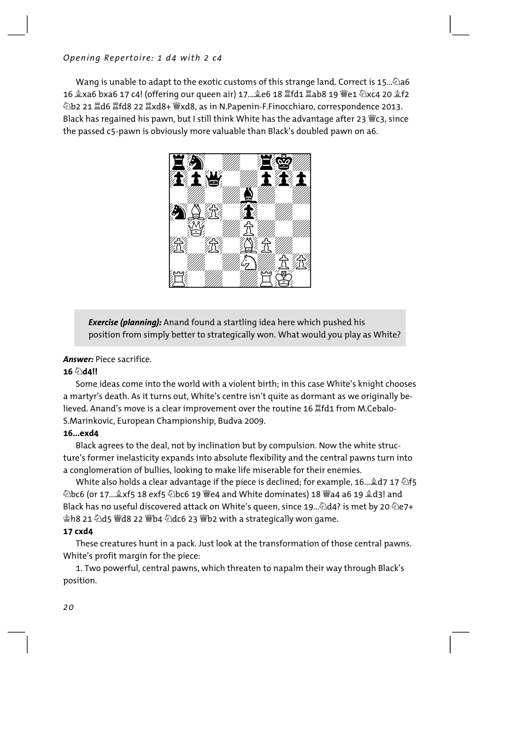Wang is unable to adapt to the exotic customs of this strange land. Correct is 15...♘a6 16 ♗xa6 bxa6 17 c4! (offering our queen air) 17...♗e6 18 ♖fd1 ♖ab8 19 ♕e1 ♘xc4 20 ♗f2 ♘b2 21 ♖d6 ♖fd8 22 ♖xd8+ ♕xd8, as in N.Papenin-F.Finocchiaro, correspondence 2013. Black has regained his pawn, but I still think White has the advantage after 23 ♕c3, since the passed c5-pawn is obviously more valuable than Black's doubled pawn on a6.

> ***Exercise (planning):*** Anand found a startling idea here which pushed his position from simply better to strategically won. What would you play as White?

***Answer:*** Piece sacrifice.

**16 ♘d4!!**

Some ideas come into the world with a violent birth; in this case White's knight chooses a martyr's death. As it turns out, White's centre isn't quite as dormant as we originally believed. Anand's move is a clear improvement over the routine 16 ♖fd1 from M.Cebalo-S.Marinkovic, European Championship, Budva 2009.

**16...exd4**

Black agrees to the deal, not by inclination but by compulsion. Now the white structure's former inelasticity expands into absolute flexibility and the central pawns turn into a conglomeration of bullies, looking to make life miserable for their enemies.

White also holds a clear advantage if the piece is declined; for example, 16...♗d7 17 ♘f5 ♘bc6 (or 17...♗xf5 18 exf5 ♘bc6 19 ♕e4 and White dominates) 18 ♕a4 a6 19 ♗d3! and Black has no useful discovered attack on White's queen, since 19...♘d4? is met by 20 ♘e7+ ♔h8 21 ♘d5 ♕d8 22 ♕b4 ♘dc6 23 ♕b2 with a strategically won game.

**17 cxd4**

These creatures hunt in a pack. Just look at the transformation of those central pawns. White's profit margin for the piece:

1. Two powerful, central pawns, which threaten to napalm their way through Black's position.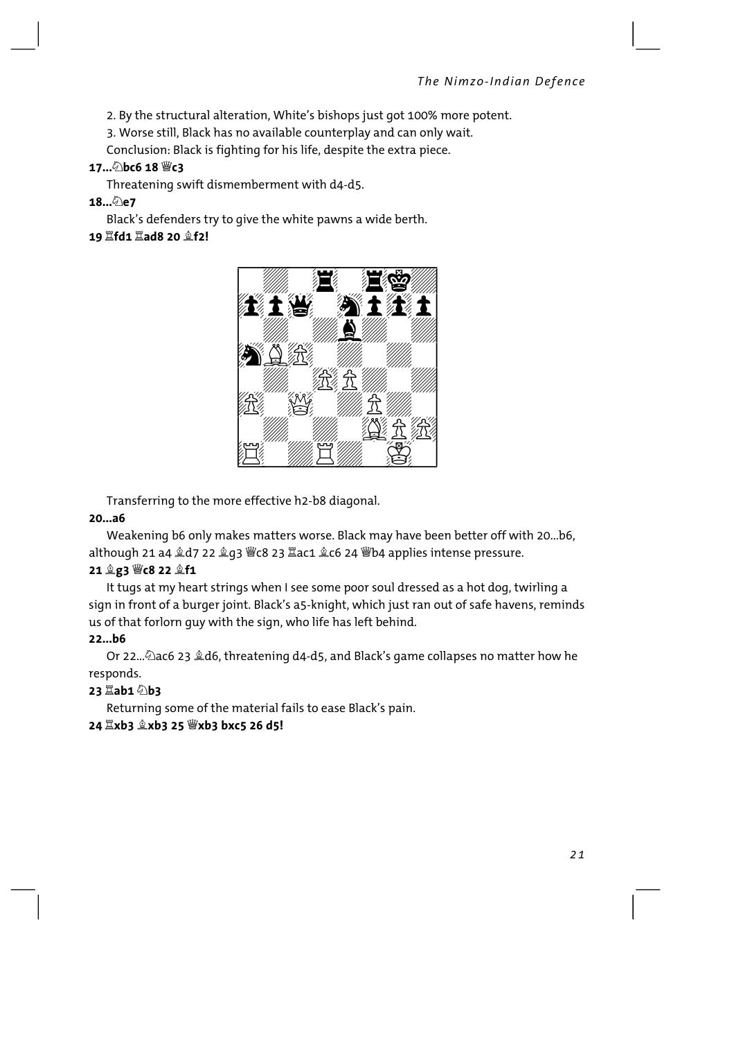2. By the structural alteration, White's bishops just got 100% more potent.

3. Worse still, Black has no available counterplay and can only wait.

Conclusion: Black is fighting for his life, despite the extra piece.

**17...♘bc6 18 ♕c3**

Threatening swift dismemberment with d4-d5.

**18...♘e7**

Black's defenders try to give the white pawns a wide berth.

**19 ♖fd1 ♖ad8 20 ♗f2!**

Transferring to the more effective h2-b8 diagonal.

**20...a6**

Weakening b6 only makes matters worse. Black may have been better off with 20...b6, although 21 a4 ♗d7 22 ♗g3 ♕c8 23 ♖ac1 ♗c6 24 ♕b4 applies intense pressure.

**21 ♗g3 ♕c8 22 ♗f1**

It tugs at my heart strings when I see some poor soul dressed as a hot dog, twirling a sign in front of a burger joint. Black's a5-knight, which just ran out of safe havens, reminds us of that forlorn guy with the sign, who life has left behind.

**22...b6**

Or 22...♘ac6 23 ♗d6, threatening d4-d5, and Black's game collapses no matter how he responds.

**23 ♖ab1 ♘b3**

Returning some of the material fails to ease Black's pain.

**24 ♖xb3 ♗xb3 25 ♕xb3 bxc5 26 d5!**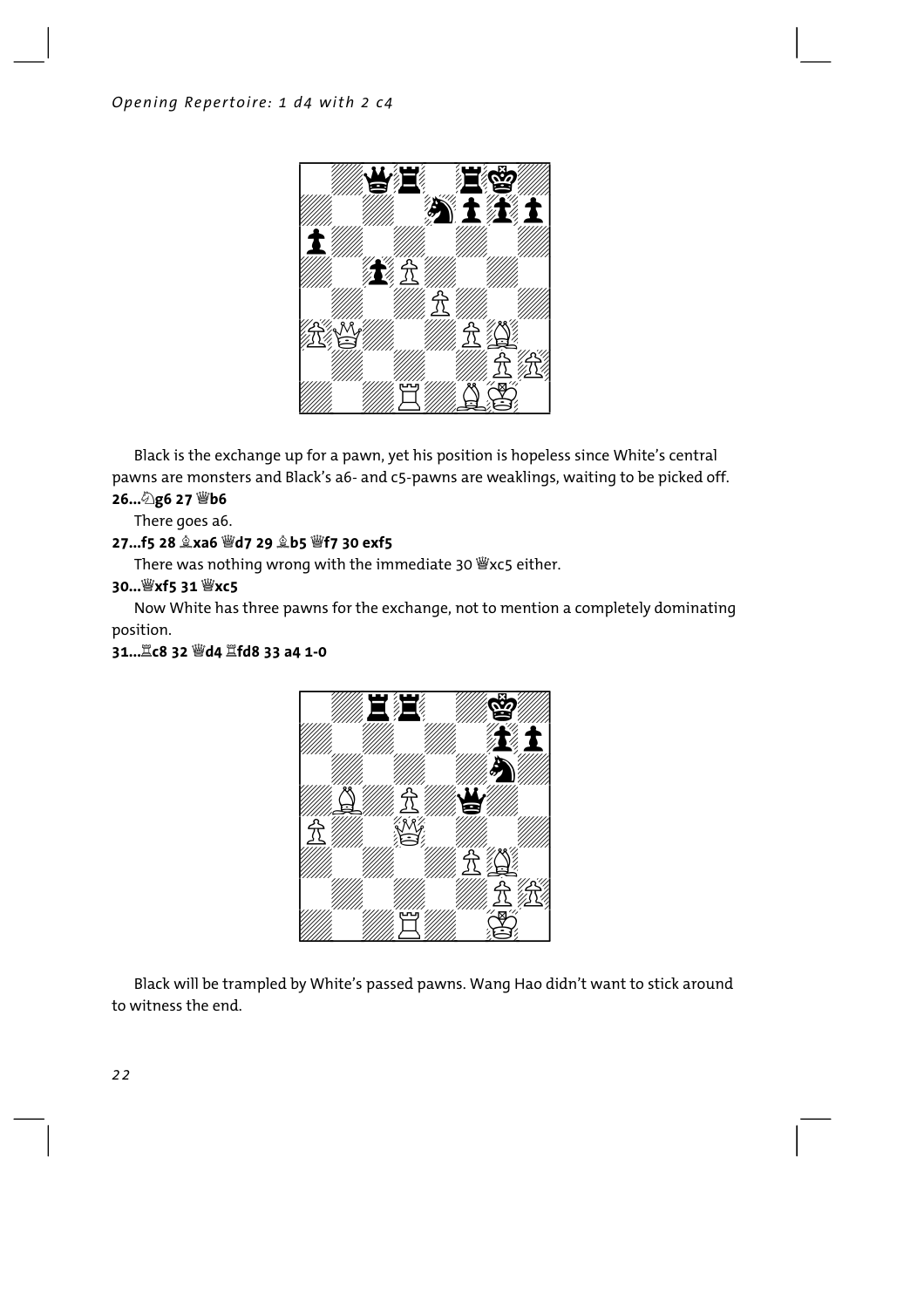Black is the exchange up for a pawn, yet his position is hopeless since White's central pawns are monsters and Black's a6- and c5-pawns are weaklings, waiting to be picked off.

**26...♘g6 27 ♕b6**

There goes a6.

**27...f5 28 ♗xa6 ♕d7 29 ♗b5 ♕f7 30 exf5**

There was nothing wrong with the immediate 30 ♕xc5 either.

**30...♕xf5 31 ♕xc5**

Now White has three pawns for the exchange, not to mention a completely dominating position.

**31...♖c8 32 ♕d4 ♖fd8 33 a4 1-0**

Black will be trampled by White's passed pawns. Wang Hao didn't want to stick around to witness the end.